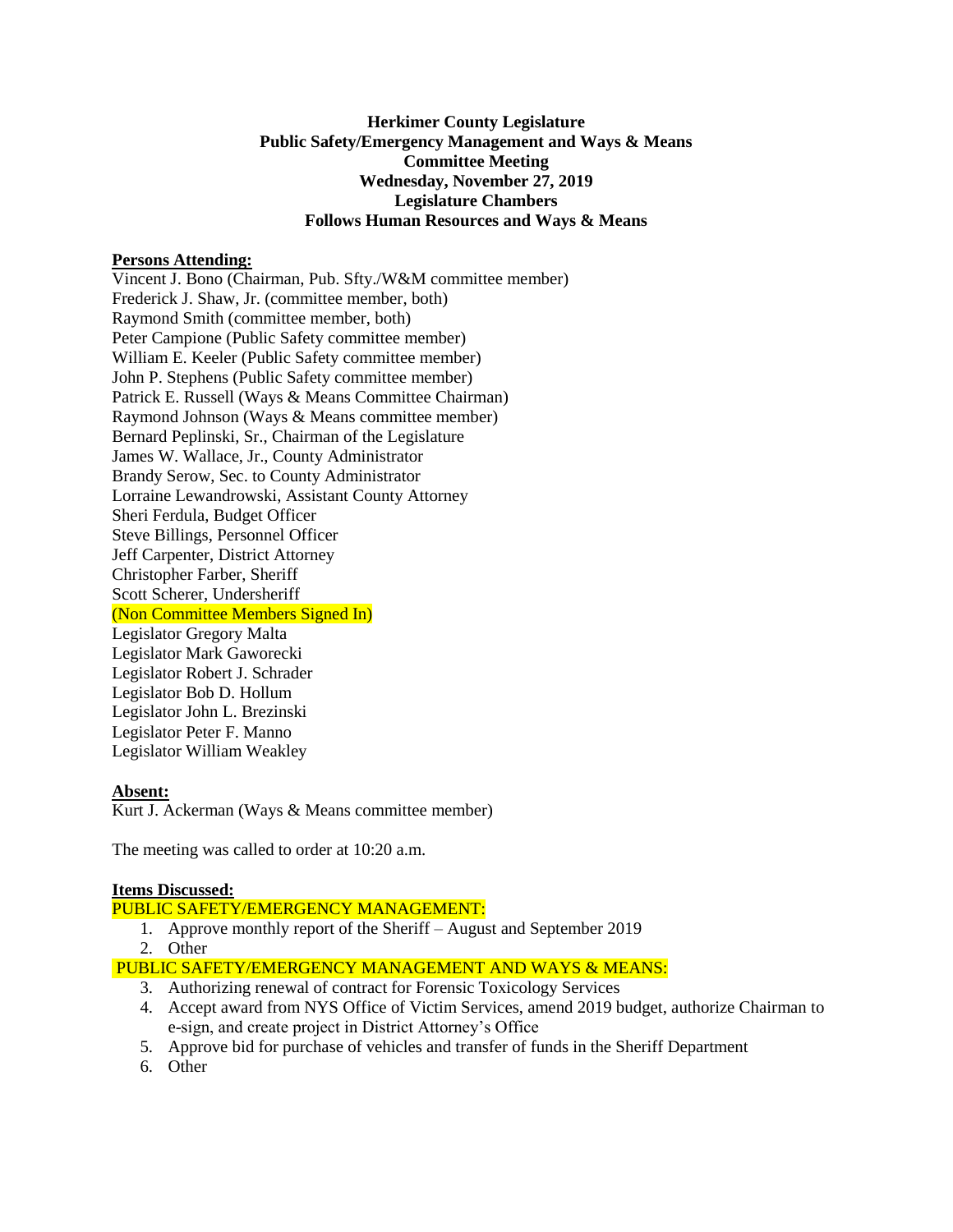**Herkimer County Legislature**
**Public Safety/Emergency Management and Ways & Means**
**Committee Meeting**
**Wednesday, November 27, 2019**
**Legislature Chambers**
**Follows Human Resources and Ways & Means**

**Persons Attending:**

Vincent J. Bono (Chairman, Pub. Sfty./W&M committee member)
Frederick J. Shaw, Jr. (committee member, both)
Raymond Smith (committee member, both)
Peter Campione (Public Safety committee member)
William E. Keeler (Public Safety committee member)
John P. Stephens (Public Safety committee member)
Patrick E. Russell (Ways & Means Committee Chairman)
Raymond Johnson (Ways & Means committee member)
Bernard Peplinski, Sr., Chairman of the Legislature
James W. Wallace, Jr., County Administrator
Brandy Serow, Sec. to County Administrator
Lorraine Lewandrowski, Assistant County Attorney
Sheri Ferdula, Budget Officer
Steve Billings, Personnel Officer
Jeff Carpenter, District Attorney
Christopher Farber, Sheriff
Scott Scherer, Undersheriff
(Non Committee Members Signed In)
Legislator Gregory Malta
Legislator Mark Gaworecki
Legislator Robert J. Schrader
Legislator Bob D. Hollum
Legislator John L. Brezinski
Legislator Peter F. Manno
Legislator William Weakley

**Absent:**

Kurt J. Ackerman (Ways & Means committee member)

The meeting was called to order at 10:20 a.m.

**Items Discussed:**

PUBLIC SAFETY/EMERGENCY MANAGEMENT:

1. Approve monthly report of the Sheriff – August and September 2019
2. Other

PUBLIC SAFETY/EMERGENCY MANAGEMENT AND WAYS & MEANS:

3. Authorizing renewal of contract for Forensic Toxicology Services
4. Accept award from NYS Office of Victim Services, amend 2019 budget, authorize Chairman to e-sign, and create project in District Attorney's Office
5. Approve bid for purchase of vehicles and transfer of funds in the Sheriff Department
6. Other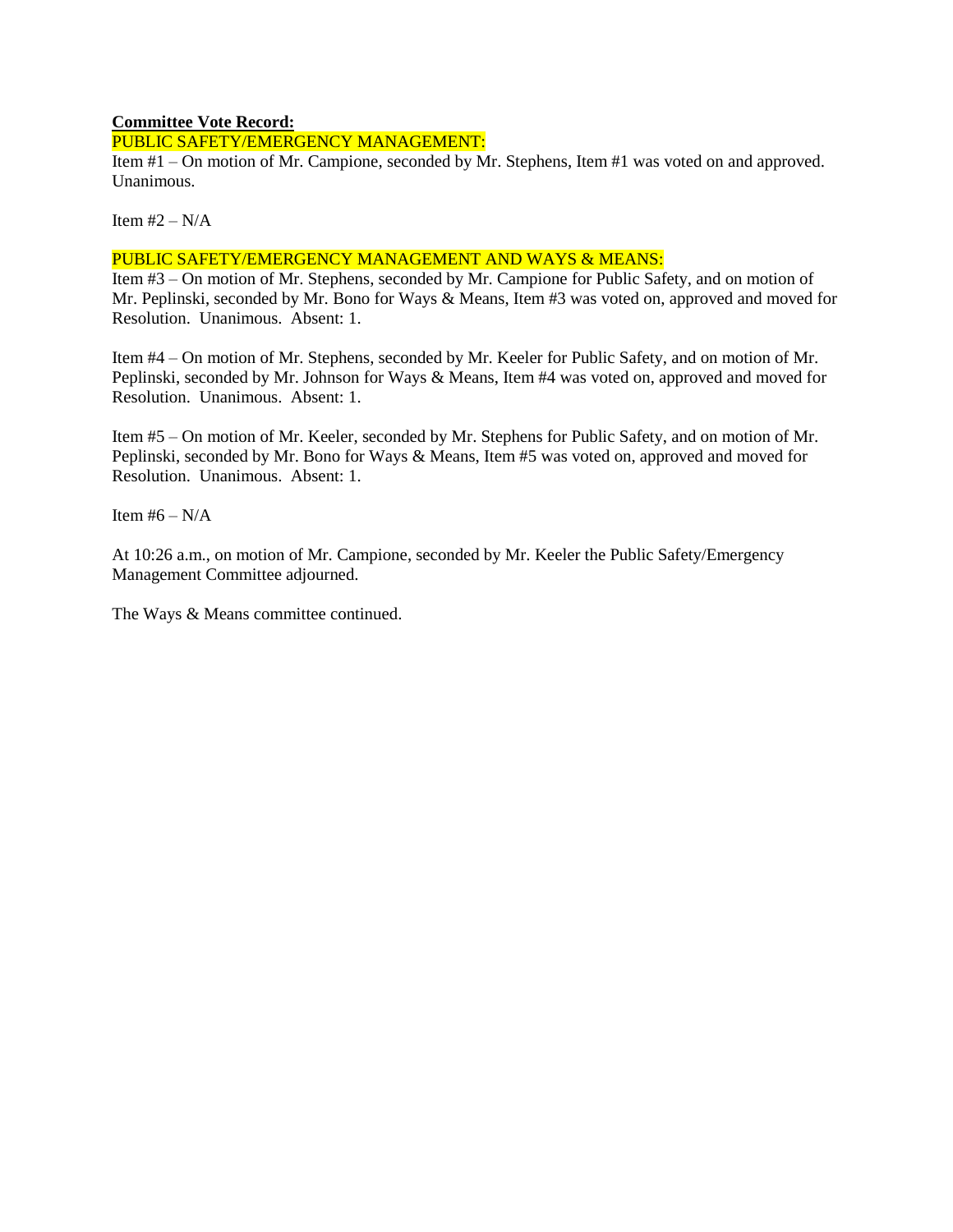**Committee Vote Record:**

PUBLIC SAFETY/EMERGENCY MANAGEMENT:

Item #1 – On motion of Mr. Campione, seconded by Mr. Stephens, Item #1 was voted on and approved. Unanimous.

Item #2 – N/A

PUBLIC SAFETY/EMERGENCY MANAGEMENT AND WAYS & MEANS:

Item #3 – On motion of Mr. Stephens, seconded by Mr. Campione for Public Safety, and on motion of Mr. Peplinski, seconded by Mr. Bono for Ways & Means, Item #3 was voted on, approved and moved for Resolution. Unanimous. Absent: 1.

Item #4 – On motion of Mr. Stephens, seconded by Mr. Keeler for Public Safety, and on motion of Mr. Peplinski, seconded by Mr. Johnson for Ways & Means, Item #4 was voted on, approved and moved for Resolution. Unanimous. Absent: 1.

Item #5 – On motion of Mr. Keeler, seconded by Mr. Stephens for Public Safety, and on motion of Mr. Peplinski, seconded by Mr. Bono for Ways & Means, Item #5 was voted on, approved and moved for Resolution. Unanimous. Absent: 1.

Item #6 – N/A

At 10:26 a.m., on motion of Mr. Campione, seconded by Mr. Keeler the Public Safety/Emergency Management Committee adjourned.

The Ways & Means committee continued.